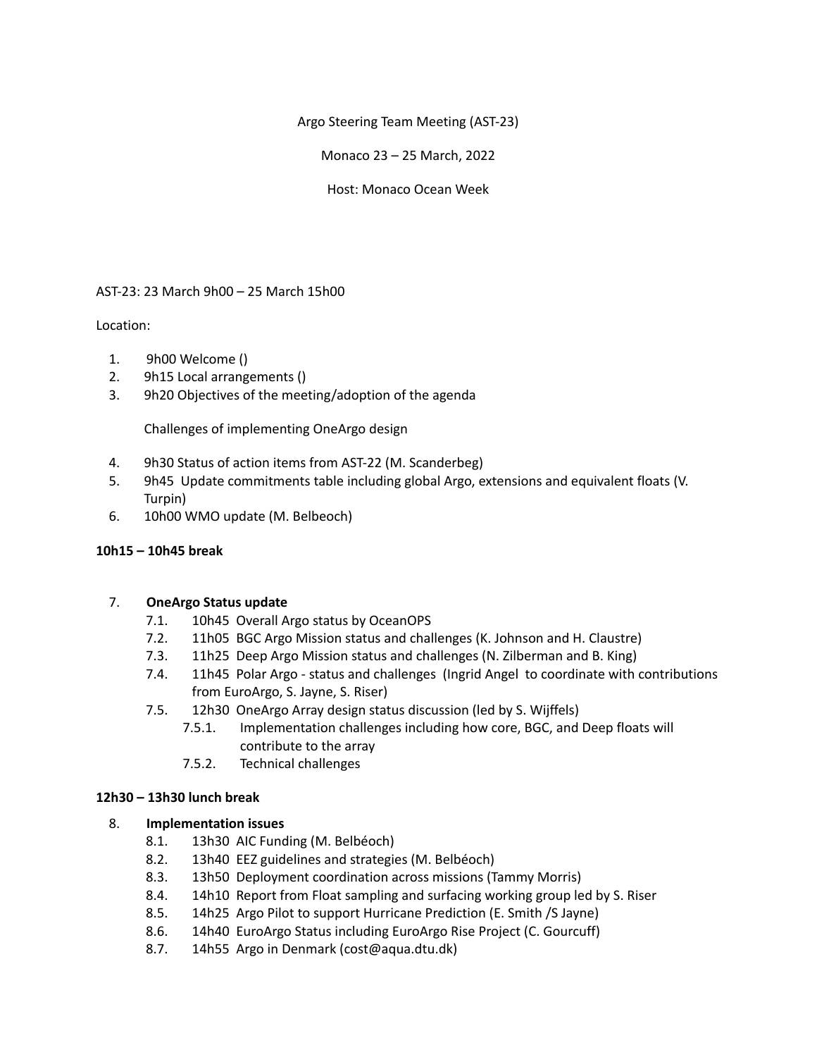Argo Steering Team Meeting (AST-23)

Monaco 23 – 25 March, 2022

Host: Monaco Ocean Week

AST-23: 23 March 9h00 – 25 March 15h00

Location:

1. 9h00 Welcome ()
2. 9h15 Local arrangements ()
3. 9h20 Objectives of the meeting/adoption of the agenda

   Challenges of implementing OneArgo design

4. 9h30 Status of action items from AST-22 (M. Scanderbeg)
5. 9h45 Update commitments table including global Argo, extensions and equivalent floats (V. Turpin)
6. 10h00 WMO update (M. Belbeoch)

**10h15 – 10h45 break**

7. **OneArgo Status update**
   7.1. 10h45 Overall Argo status by OceanOPS
   7.2. 11h05 BGC Argo Mission status and challenges (K. Johnson and H. Claustre)
   7.3. 11h25 Deep Argo Mission status and challenges (N. Zilberman and B. King)
   7.4. 11h45 Polar Argo - status and challenges (Ingrid Angel to coordinate with contributions from EuroArgo, S. Jayne, S. Riser)
   7.5. 12h30 OneArgo Array design status discussion (led by S. Wijffels)
      7.5.1. Implementation challenges including how core, BGC, and Deep floats will contribute to the array
      7.5.2. Technical challenges

**12h30 – 13h30 lunch break**

8. **Implementation issues**
   8.1. 13h30 AIC Funding (M. Belbéoch)
   8.2. 13h40 EEZ guidelines and strategies (M. Belbéoch)
   8.3. 13h50 Deployment coordination across missions (Tammy Morris)
   8.4. 14h10 Report from Float sampling and surfacing working group led by S. Riser
   8.5. 14h25 Argo Pilot to support Hurricane Prediction (E. Smith /S Jayne)
   8.6. 14h40 EuroArgo Status including EuroArgo Rise Project (C. Gourcuff)
   8.7. 14h55 Argo in Denmark (cost@aqua.dtu.dk)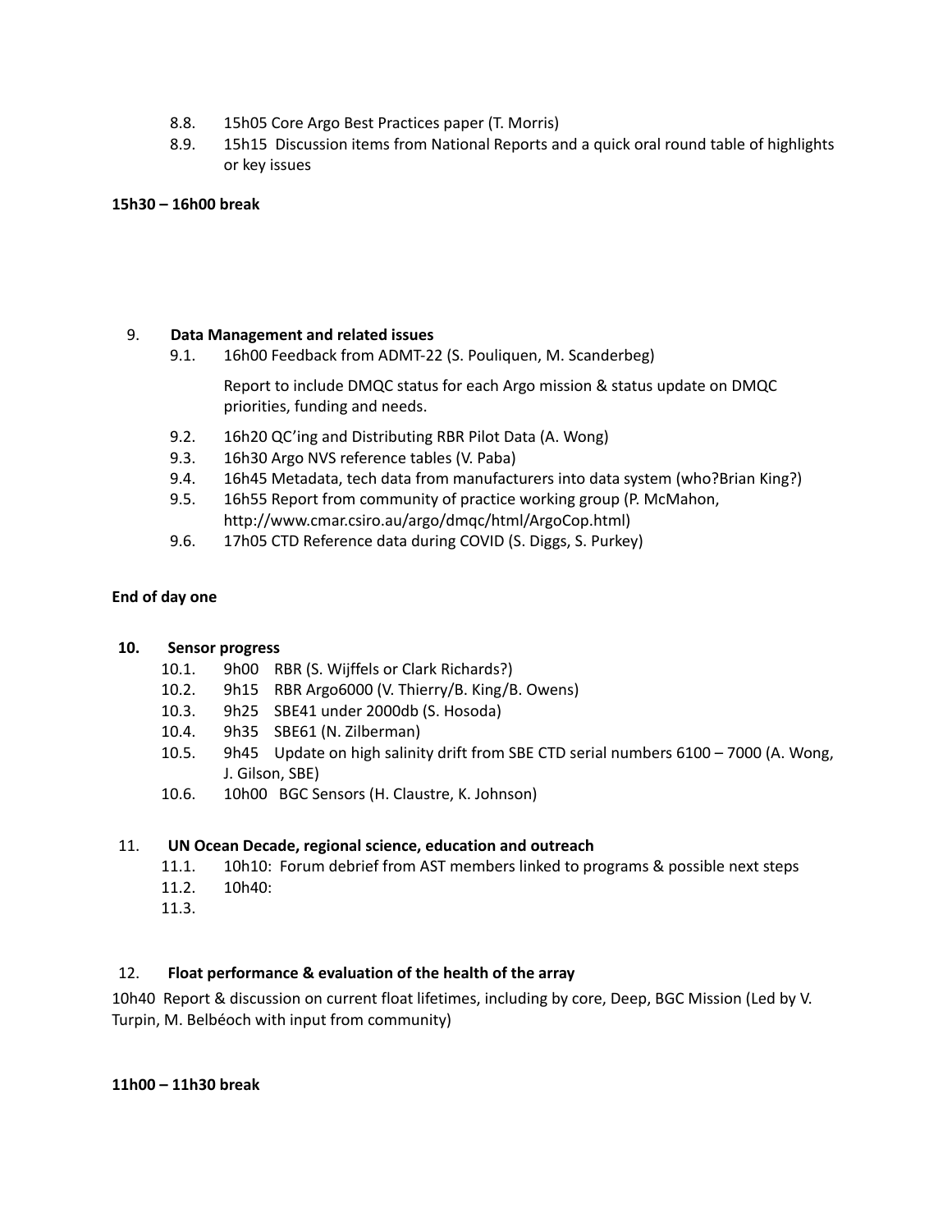8.8. 15h05 Core Argo Best Practices paper (T. Morris)

8.9. 15h15 Discussion items from National Reports and a quick oral round table of highlights or key issues

**15h30 – 16h00 break**

9. **Data Management and related issues**

   9.1. 16h00 Feedback from ADMT-22 (S. Pouliquen, M. Scanderberg)

   Report to include DMQC status for each Argo mission & status update on DMQC priorities, funding and needs.

   9.2. 16h20 QC'ing and Distributing RBR Pilot Data (A. Wong)

   9.3. 16h30 Argo NVS reference tables (V. Paba)

   9.4. 16h45 Metadata, tech data from manufacturers into data system (who?Brian King?)

   9.5. 16h55 Report from community of practice working group (P. McMahon, http://www.cmar.csiro.au/argo/dmqc/html/ArgoCop.html)

   9.6. 17h05 CTD Reference data during COVID (S. Diggs, S. Purkey)

**End of day one**

**10. Sensor progress**

   10.1. 9h00 RBR (S. Wijffels or Clark Richards?)

   10.2. 9h15 RBR Argo6000 (V. Thierry/B. King/B. Owens)

   10.3. 9h25 SBE41 under 2000db (S. Hosoda)

   10.4. 9h35 SBE61 (N. Zilberman)

   10.5. 9h45 Update on high salinity drift from SBE CTD serial numbers 6100 – 7000 (A. Wong, J. Gilson, SBE)

   10.6. 10h00 BGC Sensors (H. Claustre, K. Johnson)

11. **UN Ocean Decade, regional science, education and outreach**

   11.1. 10h10: Forum debrief from AST members linked to programs & possible next steps

   11.2. 10h40:

   11.3.

12. **Float performance & evaluation of the health of the array**

10h40 Report & discussion on current float lifetimes, including by core, Deep, BGC Mission (Led by V. Turpin, M. Belbéoch with input from community)

**11h00 – 11h30 break**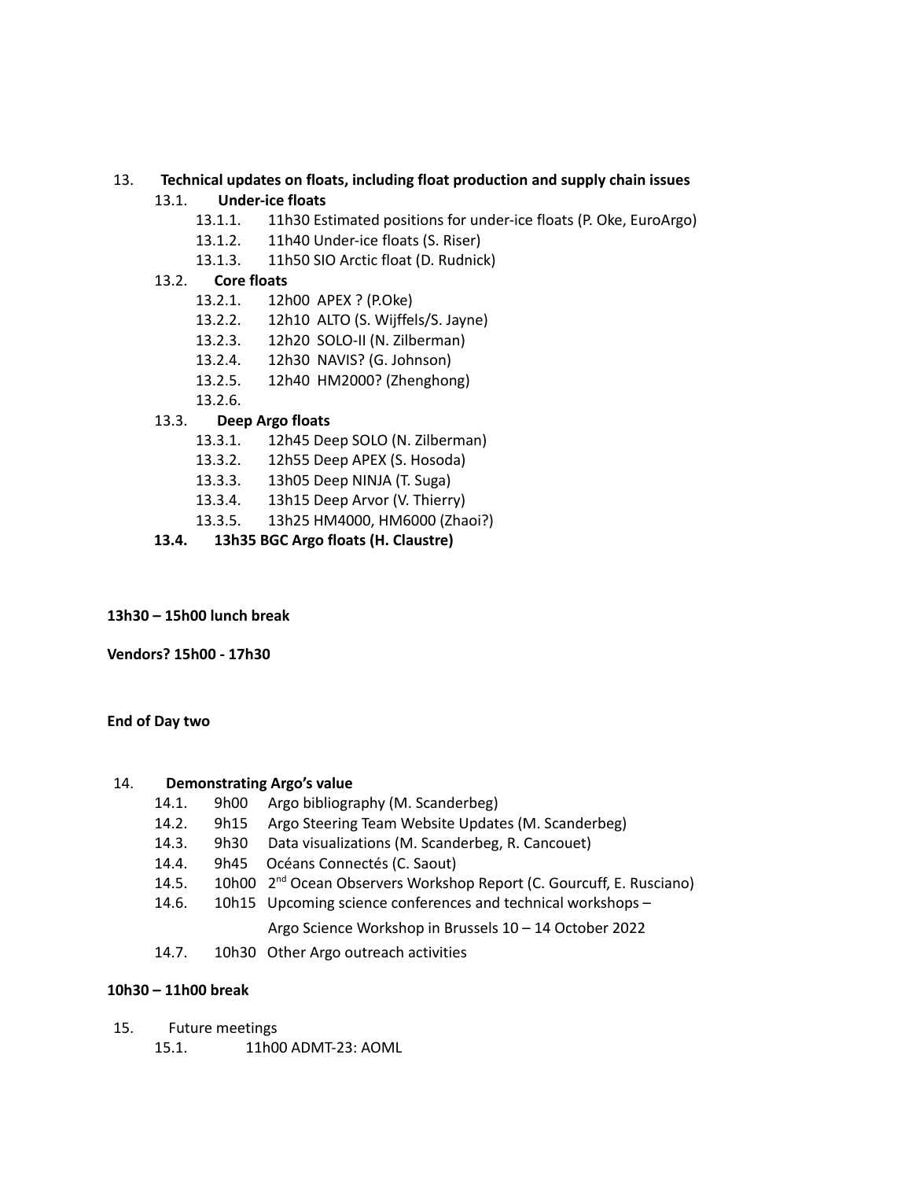13. **Technical updates on floats, including float production and supply chain issues**
    - 13.1. **Under-ice floats**
        - 13.1.1. 11h30 Estimated positions for under-ice floats (P. Oke, EuroArgo)
        - 13.1.2. 11h40 Under-ice floats (S. Riser)
        - 13.1.3. 11h50 SIO Arctic float (D. Rudnick)
    - 13.2. **Core floats**
        - 13.2.1. 12h00 APEX ? (P.Oke)
        - 13.2.2. 12h10 ALTO (S. Wijffels/S. Jayne)
        - 13.2.3. 12h20 SOLO-II (N. Zilberman)
        - 13.2.4. 12h30 NAVIS? (G. Johnson)
        - 13.2.5. 12h40 HM2000? (Zhenghong)
        - 13.2.6.
    - 13.3. **Deep Argo floats**
        - 13.3.1. 12h45 Deep SOLO (N. Zilberman)
        - 13.3.2. 12h55 Deep APEX (S. Hosoda)
        - 13.3.3. 13h05 Deep NINJA (T. Suga)
        - 13.3.4. 13h15 Deep Arvor (V. Thierry)
        - 13.3.5. 13h25 HM4000, HM6000 (Zhaoi?)
    - **13.4. 13h35 BGC Argo floats (H. Claustre)**

**13h30 – 15h00 lunch break**

**Vendors? 15h00 - 17h30**

**End of Day two**

14. **Demonstrating Argo's value**
    - 14.1. 9h00 Argo bibliography (M. Scanderbeg)
    - 14.2. 9h15 Argo Steering Team Website Updates (M. Scanderbeg)
    - 14.3. 9h30 Data visualizations (M. Scanderbeg, R. Cancouet)
    - 14.4. 9h45 Océans Connectés (C. Saout)
    - 14.5. 10h00 2nd Ocean Observers Workshop Report (C. Gourcuff, E. Rusciano)
    - 14.6. 10h15 Upcoming science conferences and technical workshops – Argo Science Workshop in Brussels 10 – 14 October 2022
    - 14.7. 10h30 Other Argo outreach activities

**10h30 – 11h00 break**

15. Future meetings
    - 15.1. 11h00 ADMT-23: AOML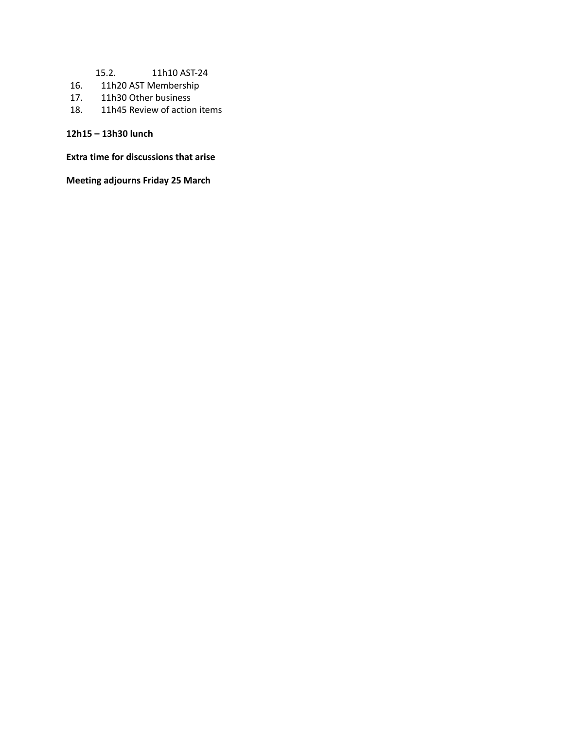15.2. 11h10 AST-24

16. 11h20 AST Membership
17. 11h30 Other business
18. 11h45 Review of action items

**12h15 – 13h30 lunch**

**Extra time for discussions that arise**

**Meeting adjourns Friday 25 March**